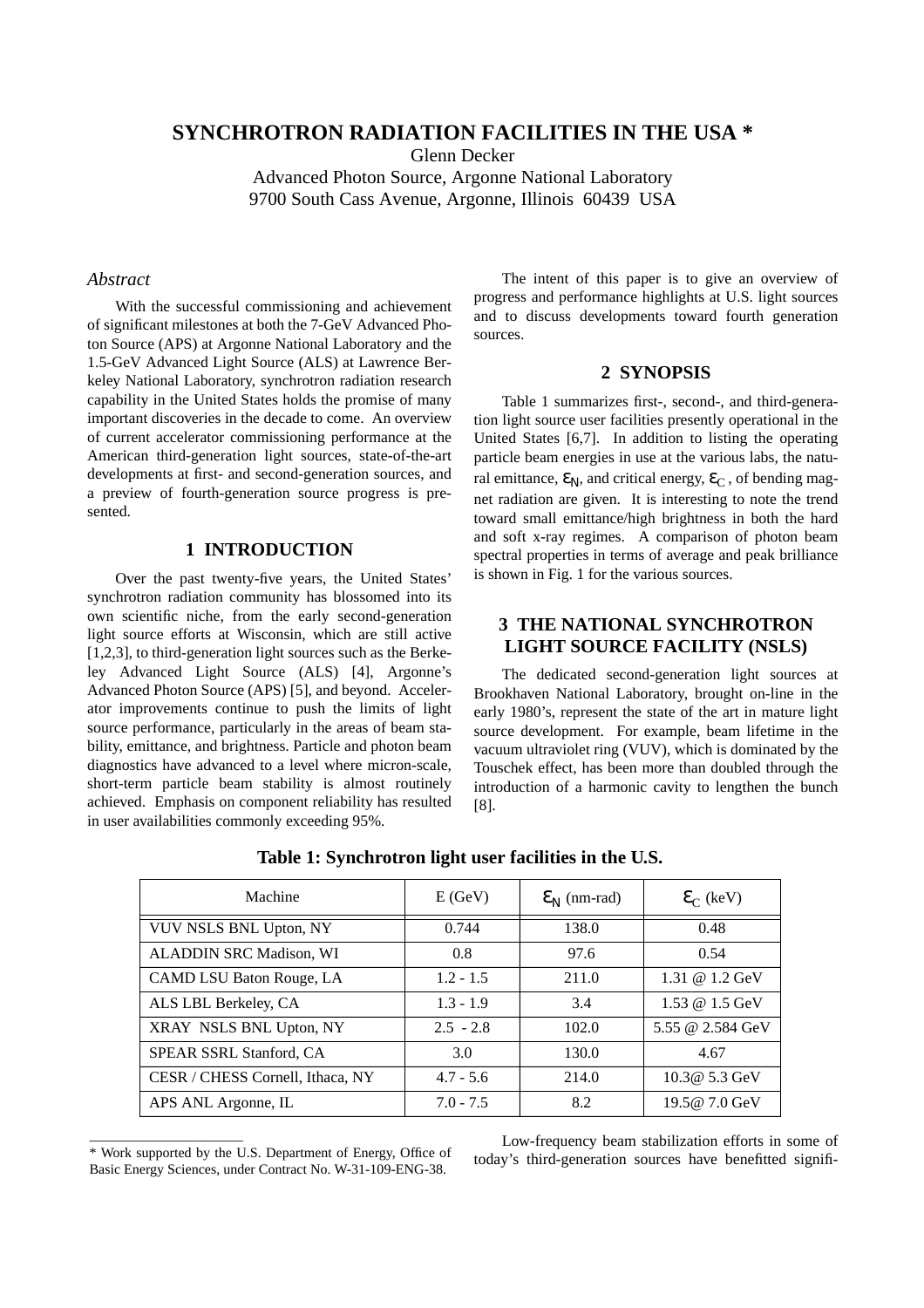# SYNCHROTRON RADIATION FACILITIES IN THE USA *

Glenn Decker

Advanced Photon Source, Argonne National Laboratory

9700 South Cass Avenue, Argonne, Illinois 60439 USA

## *Abstract*

With the successful commissioning and achievement of significant milestones at both the 7-GeV Advanced Photon Source (APS) at Argonne National Laboratory and the 1.5-GeV Advanced Light Source (ALS) at Lawrence Berkeley National Laboratory, synchrotron radiation research capability in the United States holds the promise of many important discoveries in the decade to come. An overview of current accelerator commissioning performance at the American third-generation light sources, state-of-the-art developments at first- and second-generation sources, and a preview of fourth-generation source progress is presented.

## 1 INTRODUCTION

Over the past twenty-five years, the United States' synchrotron radiation community has blossomed into its own scientific niche, from the early second-generation light source efforts at Wisconsin, which are still active [1,2,3], to third-generation light sources such as the Berkeley Advanced Light Source (ALS) [4], Argonne's Advanced Photon Source (APS) [5], and beyond. Accelerator improvements continue to push the limits of light source performance, particularly in the areas of beam stability, emittance, and brightness. Particle and photon beam diagnostics have advanced to a level where micron-scale, short-term particle beam stability is almost routinely achieved. Emphasis on component reliability has resulted in user availabilities commonly exceeding 95%.

The intent of this paper is to give an overview of progress and performance highlights at U.S. light sources and to discuss developments toward fourth generation sources.

## 2 SYNOPSIS

Table 1 summarizes first-, second-, and third-generation light source user facilities presently operational in the United States [6,7]. In addition to listing the operating particle beam energies in use at the various labs, the natural emittance, $\varepsilon_N$, and critical energy, $\varepsilon_C$, of bending magnet radiation are given. It is interesting to note the trend toward small emittance/high brightness in both the hard and soft x-ray regimes. A comparison of photon beam spectral properties in terms of average and peak brilliance is shown in Fig. 1 for the various sources.

## 3 THE NATIONAL SYNCHROTRON LIGHT SOURCE FACILITY (NSLS)

The dedicated second-generation light sources at Brookhaven National Laboratory, brought on-line in the early 1980's, represent the state of the art in mature light source development. For example, beam lifetime in the vacuum ultraviolet ring (VUV), which is dominated by the Touschek effect, has been more than doubled through the introduction of a harmonic cavity to lengthen the bunch [8].

**Table 1: Synchrotron light user facilities in the U.S.**

| Machine | E (GeV) | $\varepsilon_N$ (nm-rad) | $\varepsilon_C$ (keV) |
|---|---|---|---|
| VUV NSLS BNL Upton, NY | 0.744 | 138.0 | 0.48 |
| ALADDIN SRC Madison, WI | 0.8 | 97.6 | 0.54 |
| CAMD LSU Baton Rouge, LA | 1.2 - 1.5 | 211.0 | 1.31 @ 1.2 GeV |
| ALS LBL Berkeley, CA | 1.3 - 1.9 | 3.4 | 1.53 @ 1.5 GeV |
| XRAY NSLS BNL Upton, NY | 2.5 - 2.8 | 102.0 | 5.55 @ 2.584 GeV |
| SPEAR SSRL Stanford, CA | 3.0 | 130.0 | 4.67 |
| CESR / CHESS Cornell, Ithaca, NY | 4.7 - 5.6 | 214.0 | 10.3@ 5.3 GeV |
| APS ANL Argonne, IL | 7.0 - 7.5 | 8.2 | 19.5@ 7.0 GeV |

Low-frequency beam stabilization efforts in some of today's third-generation sources have benefitted signifi-

* Work supported by the U.S. Department of Energy, Office of Basic Energy Sciences, under Contract No. W-31-109-ENG-38.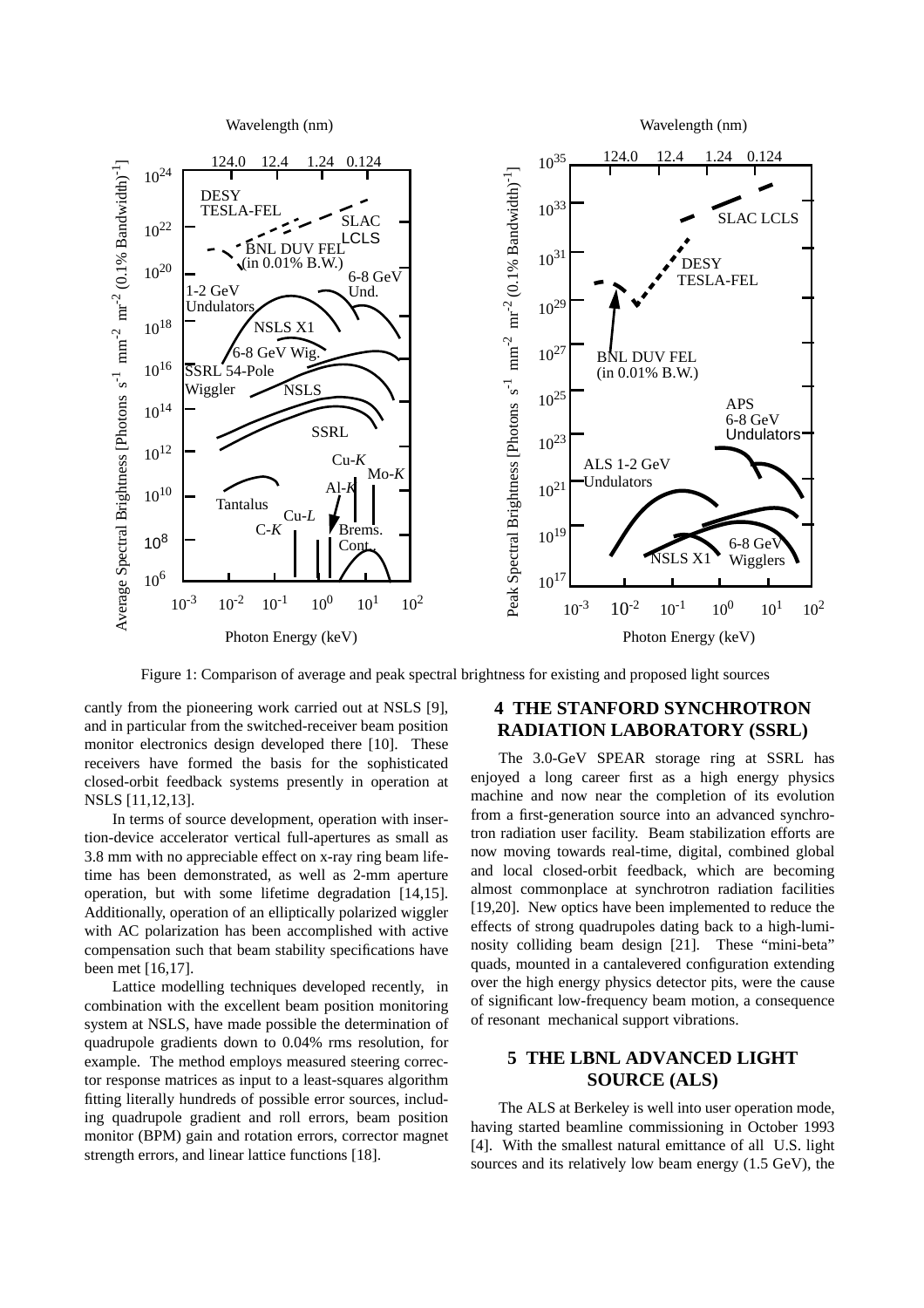Figure 1: Comparison of average and peak spectral brightness for existing and proposed light sources

cantly from the pioneering work carried out at NSLS [9], and in particular from the switched-receiver beam position monitor electronics design developed there [10]. These receivers have formed the basis for the sophisticated closed-orbit feedback systems presently in operation at NSLS [11,12,13].

In terms of source development, operation with insertion-device accelerator vertical full-apertures as small as 3.8 mm with no appreciable effect on x-ray ring beam lifetime has been demonstrated, as well as 2-mm aperture operation, but with some lifetime degradation [14,15]. Additionally, operation of an elliptically polarized wiggler with AC polarization has been accomplished with active compensation such that beam stability specifications have been met [16,17].

Lattice modelling techniques developed recently, in combination with the excellent beam position monitoring system at NSLS, have made possible the determination of quadrupole gradients down to 0.04% rms resolution, for example. The method employs measured steering corrector response matrices as input to a least-squares algorithm fitting literally hundreds of possible error sources, including quadrupole gradient and roll errors, beam position monitor (BPM) gain and rotation errors, corrector magnet strength errors, and linear lattice functions [18].

## 4 THE STANFORD SYNCHROTRON RADIATION LABORATORY (SSRL)

The 3.0-GeV SPEAR storage ring at SSRL has enjoyed a long career first as a high energy physics machine and now near the completion of its evolution from a first-generation source into an advanced synchrotron radiation user facility. Beam stabilization efforts are now moving towards real-time, digital, combined global and local closed-orbit feedback, which are becoming almost commonplace at synchrotron radiation facilities [19,20]. New optics have been implemented to reduce the effects of strong quadrupoles dating back to a high-luminosity colliding beam design [21]. These "mini-beta" quads, mounted in a cantalevered configuration extending over the high energy physics detector pits, were the cause of significant low-frequency beam motion, a consequence of resonant mechanical support vibrations.

## 5 THE LBNL ADVANCED LIGHT SOURCE (ALS)

The ALS at Berkeley is well into user operation mode, having started beamline commissioning in October 1993 [4]. With the smallest natural emittance of all U.S. light sources and its relatively low beam energy (1.5 GeV), the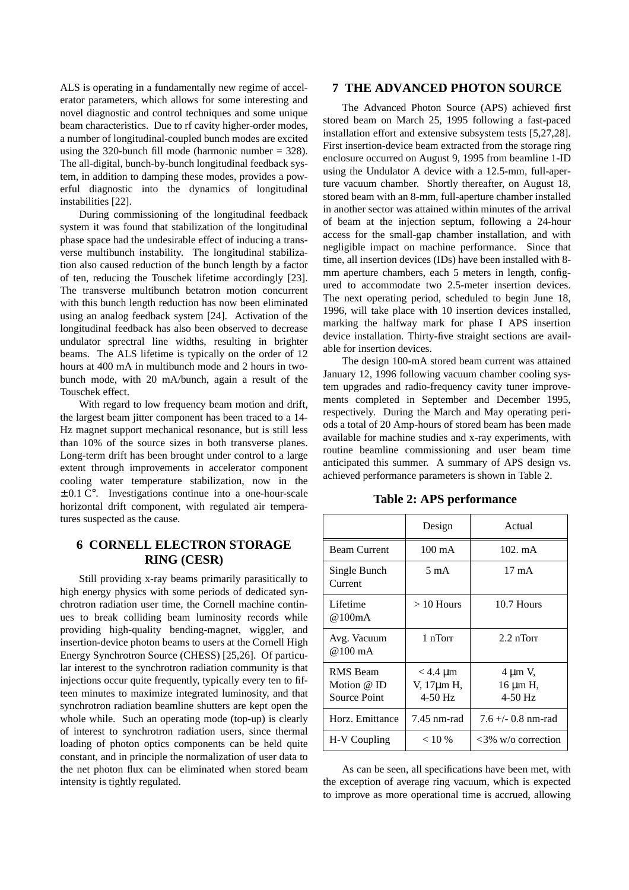ALS is operating in a fundamentally new regime of accelerator parameters, which allows for some interesting and novel diagnostic and control techniques and some unique beam characteristics. Due to rf cavity higher-order modes, a number of longitudinal-coupled bunch modes are excited using the 320-bunch fill mode (harmonic number = 328). The all-digital, bunch-by-bunch longitudinal feedback system, in addition to damping these modes, provides a powerful diagnostic into the dynamics of longitudinal instabilities [22].

During commissioning of the longitudinal feedback system it was found that stabilization of the longitudinal phase space had the undesirable effect of inducing a transverse multibunch instability. The longitudinal stabilization also caused reduction of the bunch length by a factor of ten, reducing the Touschek lifetime accordingly [23]. The transverse multibunch betatron motion concurrent with this bunch length reduction has now been eliminated using an analog feedback system [24]. Activation of the longitudinal feedback has also been observed to decrease undulator sprectral line widths, resulting in brighter beams. The ALS lifetime is typically on the order of 12 hours at 400 mA in multibunch mode and 2 hours in two-bunch mode, with 20 mA/bunch, again a result of the Touschek effect.

With regard to low frequency beam motion and drift, the largest beam jitter component has been traced to a 14-Hz magnet support mechanical resonance, but is still less than 10% of the source sizes in both transverse planes. Long-term drift has been brought under control to a large extent through improvements in accelerator component cooling water temperature stabilization, now in the $\pm 0.1\,\mathrm{C}^\circ$. Investigations continue into a one-hour-scale horizontal drift component, with regulated air temperatures suspected as the cause.

## 6 CORNELL ELECTRON STORAGE RING (CESR)

Still providing x-ray beams primarily parasitically to high energy physics with some periods of dedicated synchrotron radiation user time, the Cornell machine continues to break colliding beam luminosity records while providing high-quality bending-magnet, wiggler, and insertion-device photon beams to users at the Cornell High Energy Synchrotron Source (CHESS) [25,26]. Of particular interest to the synchrotron radiation community is that injections occur quite frequently, typically every ten to fifteen minutes to maximize integrated luminosity, and that synchrotron radiation beamline shutters are kept open the whole while. Such an operating mode (top-up) is clearly of interest to synchrotron radiation users, since thermal loading of photon optics components can be held quite constant, and in principle the normalization of user data to the net photon flux can be eliminated when stored beam intensity is tightly regulated.

## 7 THE ADVANCED PHOTON SOURCE

The Advanced Photon Source (APS) achieved first stored beam on March 25, 1995 following a fast-paced installation effort and extensive subsystem tests [5,27,28]. First insertion-device beam extracted from the storage ring enclosure occurred on August 9, 1995 from beamline 1-ID using the Undulator A device with a 12.5-mm, full-aperture vacuum chamber. Shortly thereafter, on August 18, stored beam with an 8-mm, full-aperture chamber installed in another sector was attained within minutes of the arrival of beam at the injection septum, following a 24-hour access for the small-gap chamber installation, and with negligible impact on machine performance. Since that time, all insertion devices (IDs) have been installed with 8-mm aperture chambers, each 5 meters in length, configured to accommodate two 2.5-meter insertion devices. The next operating period, scheduled to begin June 18, 1996, will take place with 10 insertion devices installed, marking the halfway mark for phase I APS insertion device installation. Thirty-five straight sections are available for insertion devices.

The design 100-mA stored beam current was attained January 12, 1996 following vacuum chamber cooling system upgrades and radio-frequency cavity tuner improvements completed in September and December 1995, respectively. During the March and May operating periods a total of 20 Amp-hours of stored beam has been made available for machine studies and x-ray experiments, with routine beamline commissioning and user beam time anticipated this summer. A summary of APS design vs. achieved performance parameters is shown in Table 2.

**Table 2: APS performance**

| | Design | Actual |
|---|---|---|
| Beam Current | 100 mA | 102. mA |
| Single Bunch Current | 5 mA | 17 mA |
| Lifetime @100mA | > 10 Hours | 10.7 Hours |
| Avg. Vacuum @100 mA | 1 nTorr | 2.2 nTorr |
| RMS Beam Motion @ ID Source Point | < 4.4 μm V, 17μm H, 4-50 Hz | 4 μm V, 16 μm H, 4-50 Hz |
| Horz. Emittance | 7.45 nm-rad | 7.6 +/- 0.8 nm-rad |
| H-V Coupling | < 10 % | <3% w/o correction |

As can be seen, all specifications have been met, with the exception of average ring vacuum, which is expected to improve as more operational time is accrued, allowing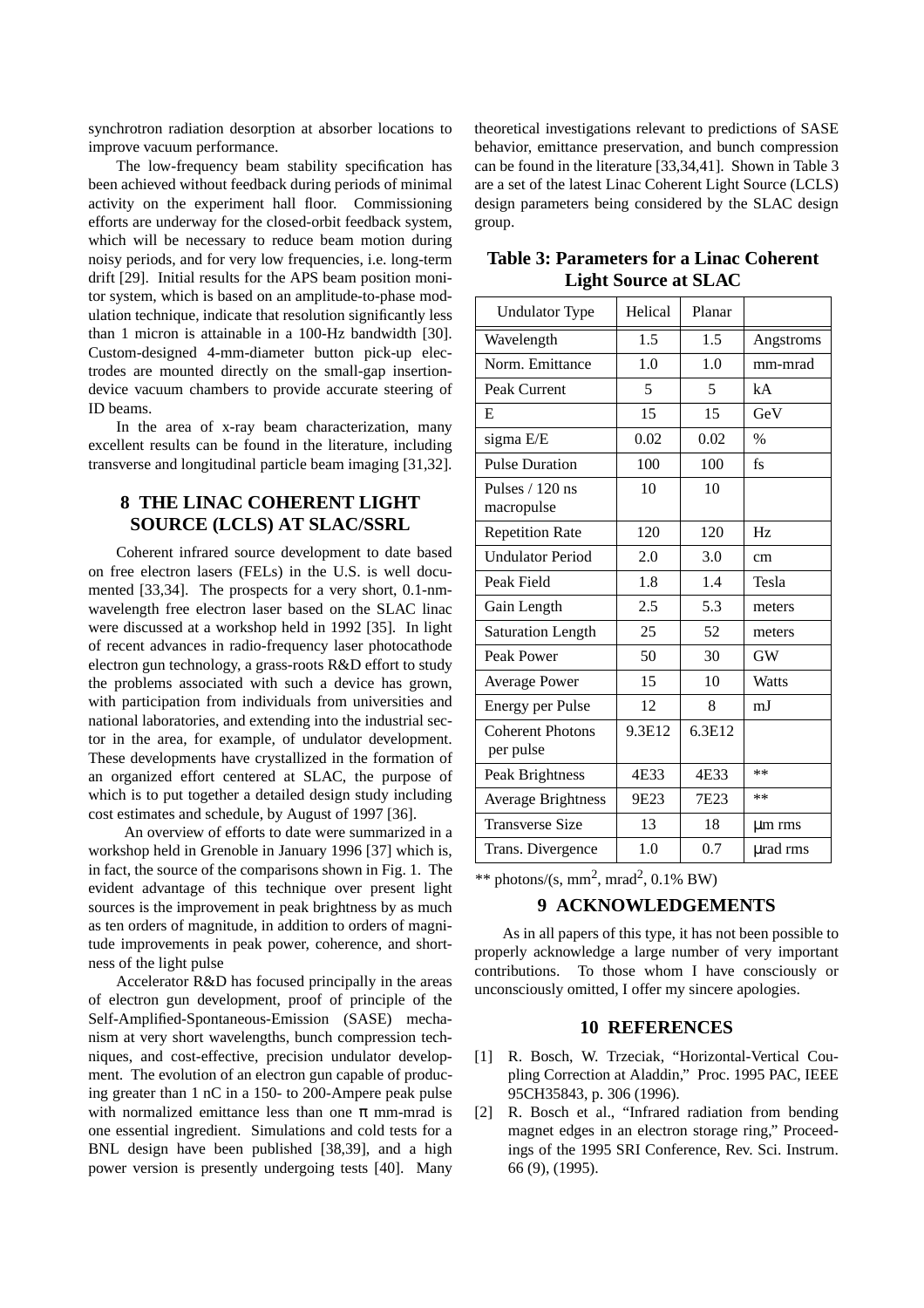synchrotron radiation desorption at absorber locations to improve vacuum performance.

The low-frequency beam stability specification has been achieved without feedback during periods of minimal activity on the experiment hall floor. Commissioning efforts are underway for the closed-orbit feedback system, which will be necessary to reduce beam motion during noisy periods, and for very low frequencies, i.e. long-term drift [29]. Initial results for the APS beam position monitor system, which is based on an amplitude-to-phase modulation technique, indicate that resolution significantly less than 1 micron is attainable in a 100-Hz bandwidth [30]. Custom-designed 4-mm-diameter button pick-up electrodes are mounted directly on the small-gap insertion-device vacuum chambers to provide accurate steering of ID beams.

In the area of x-ray beam characterization, many excellent results can be found in the literature, including transverse and longitudinal particle beam imaging [31,32].

## 8 THE LINAC COHERENT LIGHT SOURCE (LCLS) AT SLAC/SSRL

Coherent infrared source development to date based on free electron lasers (FELs) in the U.S. is well documented [33,34]. The prospects for a very short, 0.1-nm-wavelength free electron laser based on the SLAC linac were discussed at a workshop held in 1992 [35]. In light of recent advances in radio-frequency laser photocathode electron gun technology, a grass-roots R&D effort to study the problems associated with such a device has grown, with participation from individuals from universities and national laboratories, and extending into the industrial sector in the area, for example, of undulator development. These developments have crystallized in the formation of an organized effort centered at SLAC, the purpose of which is to put together a detailed design study including cost estimates and schedule, by August of 1997 [36].

An overview of efforts to date were summarized in a workshop held in Grenoble in January 1996 [37] which is, in fact, the source of the comparisons shown in Fig. 1. The evident advantage of this technique over present light sources is the improvement in peak brightness by as much as ten orders of magnitude, in addition to orders of magnitude improvements in peak power, coherence, and shortness of the light pulse

Accelerator R&D has focused principally in the areas of electron gun development, proof of principle of the Self-Amplified-Spontaneous-Emission (SASE) mechanism at very short wavelengths, bunch compression techniques, and cost-effective, precision undulator development. The evolution of an electron gun capable of producing greater than 1 nC in a 150- to 200-Ampere peak pulse with normalized emittance less than one $\pi$ mm-mrad is one essential ingredient. Simulations and cold tests for a BNL design have been published [38,39], and a high power version is presently undergoing tests [40]. Many theoretical investigations relevant to predictions of SASE behavior, emittance preservation, and bunch compression can be found in the literature [33,34,41]. Shown in Table 3 are a set of the latest Linac Coherent Light Source (LCLS) design parameters being considered by the SLAC design group.

**Table 3: Parameters for a Linac Coherent Light Source at SLAC**

| Undulator Type | Helical | Planar | |
|---|---|---|---|
| Wavelength | 1.5 | 1.5 | Angstroms |
| Norm. Emittance | 1.0 | 1.0 | mm-mrad |
| Peak Current | 5 | 5 | kA |
| E | 15 | 15 | GeV |
| sigma E/E | 0.02 | 0.02 | % |
| Pulse Duration | 100 | 100 | fs |
| Pulses / 120 ns macropulse | 10 | 10 | |
| Repetition Rate | 120 | 120 | Hz |
| Undulator Period | 2.0 | 3.0 | cm |
| Peak Field | 1.8 | 1.4 | Tesla |
| Gain Length | 2.5 | 5.3 | meters |
| Saturation Length | 25 | 52 | meters |
| Peak Power | 50 | 30 | GW |
| Average Power | 15 | 10 | Watts |
| Energy per Pulse | 12 | 8 | mJ |
| Coherent Photons per pulse | 9.3E12 | 6.3E12 | |
| Peak Brightness | 4E33 | 4E33 | ** |
| Average Brightness | 9E23 | 7E23 | ** |
| Transverse Size | 13 | 18 | µm rms |
| Trans. Divergence | 1.0 | 0.7 | µrad rms |

** photons/(s, $mm^2$, $mrad^2$, 0.1% BW)

## 9 ACKNOWLEDGEMENTS

As in all papers of this type, it has not been possible to properly acknowledge a large number of very important contributions. To those whom I have consciously or unconsciously omitted, I offer my sincere apologies.

## 10 REFERENCES

[1] R. Bosch, W. Trzeciak, "Horizontal-Vertical Coupling Correction at Aladdin," Proc. 1995 PAC, IEEE 95CH35843, p. 306 (1996).

[2] R. Bosch et al., "Infrared radiation from bending magnet edges in an electron storage ring," Proceedings of the 1995 SRI Conference, Rev. Sci. Instrum. 66 (9), (1995).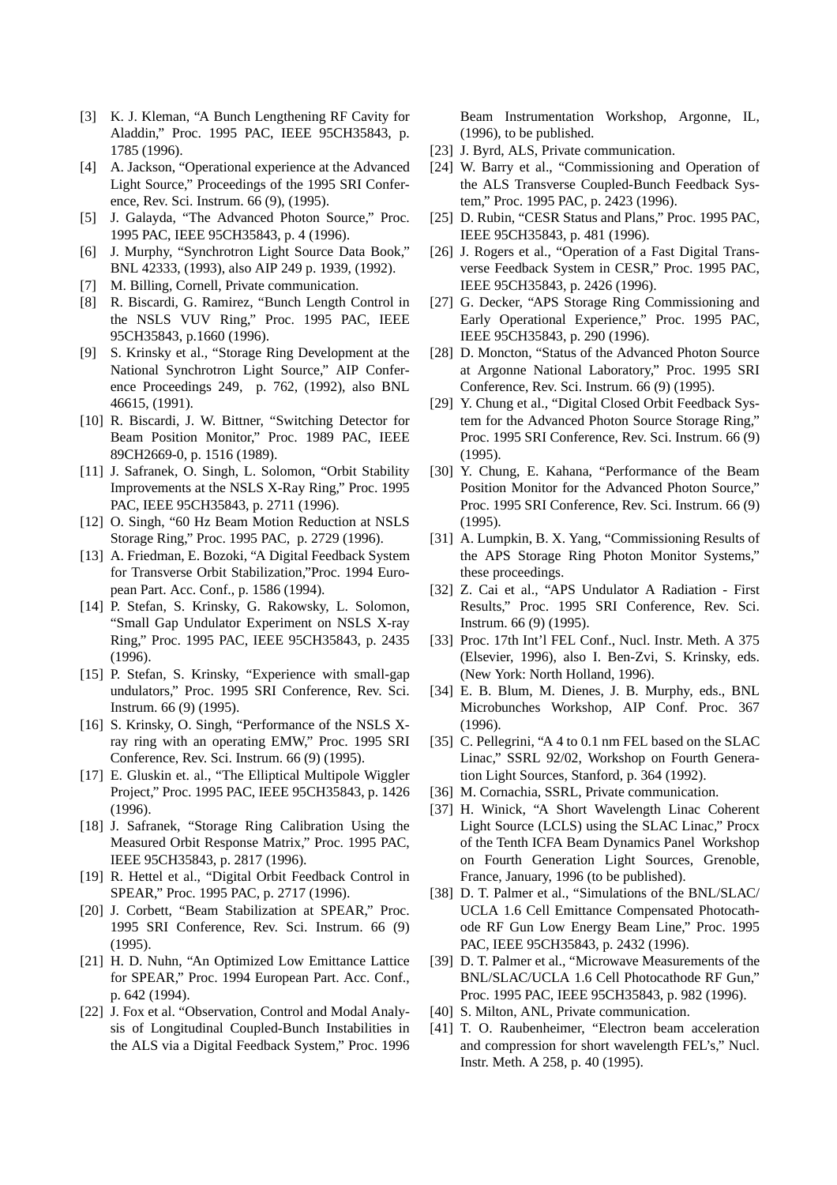[3] K. J. Kleman, "A Bunch Lengthening RF Cavity for Aladdin," Proc. 1995 PAC, IEEE 95CH35843, p. 1785 (1996).

[4] A. Jackson, "Operational experience at the Advanced Light Source," Proceedings of the 1995 SRI Conference, Rev. Sci. Instrum. 66 (9), (1995).

[5] J. Galayda, "The Advanced Photon Source," Proc. 1995 PAC, IEEE 95CH35843, p. 4 (1996).

[6] J. Murphy, "Synchrotron Light Source Data Book," BNL 42333, (1993), also AIP 249 p. 1939, (1992).

[7] M. Billing, Cornell, Private communication.

[8] R. Biscardi, G. Ramirez, "Bunch Length Control in the NSLS VUV Ring," Proc. 1995 PAC, IEEE 95CH35843, p.1660 (1996).

[9] S. Krinsky et al., "Storage Ring Development at the National Synchrotron Light Source," AIP Conference Proceedings 249, p. 762, (1992), also BNL 46615, (1991).

[10] R. Biscardi, J. W. Bittner, "Switching Detector for Beam Position Monitor," Proc. 1989 PAC, IEEE 89CH2669-0, p. 1516 (1989).

[11] J. Safranek, O. Singh, L. Solomon, "Orbit Stability Improvements at the NSLS X-Ray Ring," Proc. 1995 PAC, IEEE 95CH35843, p. 2711 (1996).

[12] O. Singh, "60 Hz Beam Motion Reduction at NSLS Storage Ring," Proc. 1995 PAC, p. 2729 (1996).

[13] A. Friedman, E. Bozoki, "A Digital Feedback System for Transverse Orbit Stabilization,"Proc. 1994 European Part. Acc. Conf., p. 1586 (1994).

[14] P. Stefan, S. Krinsky, G. Rakowsky, L. Solomon, "Small Gap Undulator Experiment on NSLS X-ray Ring," Proc. 1995 PAC, IEEE 95CH35843, p. 2435 (1996).

[15] P. Stefan, S. Krinsky, "Experience with small-gap undulators," Proc. 1995 SRI Conference, Rev. Sci. Instrum. 66 (9) (1995).

[16] S. Krinsky, O. Singh, "Performance of the NSLS X-ray ring with an operating EMW," Proc. 1995 SRI Conference, Rev. Sci. Instrum. 66 (9) (1995).

[17] E. Gluskin et. al., "The Elliptical Multipole Wiggler Project," Proc. 1995 PAC, IEEE 95CH35843, p. 1426 (1996).

[18] J. Safranek, "Storage Ring Calibration Using the Measured Orbit Response Matrix," Proc. 1995 PAC, IEEE 95CH35843, p. 2817 (1996).

[19] R. Hettel et al., "Digital Orbit Feedback Control in SPEAR," Proc. 1995 PAC, p. 2717 (1996).

[20] J. Corbett, "Beam Stabilization at SPEAR," Proc. 1995 SRI Conference, Rev. Sci. Instrum. 66 (9) (1995).

[21] H. D. Nuhn, "An Optimized Low Emittance Lattice for SPEAR," Proc. 1994 European Part. Acc. Conf., p. 642 (1994).

[22] J. Fox et al. "Observation, Control and Modal Analysis of Longitudinal Coupled-Bunch Instabilities in the ALS via a Digital Feedback System," Proc. 1996 Beam Instrumentation Workshop, Argonne, IL, (1996), to be published.

[23] J. Byrd, ALS, Private communication.

[24] W. Barry et al., "Commissioning and Operation of the ALS Transverse Coupled-Bunch Feedback System," Proc. 1995 PAC, p. 2423 (1996).

[25] D. Rubin, "CESR Status and Plans," Proc. 1995 PAC, IEEE 95CH35843, p. 481 (1996).

[26] J. Rogers et al., "Operation of a Fast Digital Transverse Feedback System in CESR," Proc. 1995 PAC, IEEE 95CH35843, p. 2426 (1996).

[27] G. Decker, "APS Storage Ring Commissioning and Early Operational Experience," Proc. 1995 PAC, IEEE 95CH35843, p. 290 (1996).

[28] D. Moncton, "Status of the Advanced Photon Source at Argonne National Laboratory," Proc. 1995 SRI Conference, Rev. Sci. Instrum. 66 (9) (1995).

[29] Y. Chung et al., "Digital Closed Orbit Feedback System for the Advanced Photon Source Storage Ring," Proc. 1995 SRI Conference, Rev. Sci. Instrum. 66 (9) (1995).

[30] Y. Chung, E. Kahana, "Performance of the Beam Position Monitor for the Advanced Photon Source," Proc. 1995 SRI Conference, Rev. Sci. Instrum. 66 (9) (1995).

[31] A. Lumpkin, B. X. Yang, "Commissioning Results of the APS Storage Ring Photon Monitor Systems," these proceedings.

[32] Z. Cai et al., "APS Undulator A Radiation - First Results," Proc. 1995 SRI Conference, Rev. Sci. Instrum. 66 (9) (1995).

[33] Proc. 17th Int'l FEL Conf., Nucl. Instr. Meth. A 375 (Elsevier, 1996), also I. Ben-Zvi, S. Krinsky, eds. (New York: North Holland, 1996).

[34] E. B. Blum, M. Dienes, J. B. Murphy, eds., BNL Microbunches Workshop, AIP Conf. Proc. 367 (1996).

[35] C. Pellegrini, "A 4 to 0.1 nm FEL based on the SLAC Linac," SSRL 92/02, Workshop on Fourth Generation Light Sources, Stanford, p. 364 (1992).

[36] M. Cornachia, SSRL, Private communication.

[37] H. Winick, "A Short Wavelength Linac Coherent Light Source (LCLS) using the SLAC Linac," Procx of the Tenth ICFA Beam Dynamics Panel Workshop on Fourth Generation Light Sources, Grenoble, France, January, 1996 (to be published).

[38] D. T. Palmer et al., "Simulations of the BNL/SLAC/UCLA 1.6 Cell Emittance Compensated Photocathode RF Gun Low Energy Beam Line," Proc. 1995 PAC, IEEE 95CH35843, p. 2432 (1996).

[39] D. T. Palmer et al., "Microwave Measurements of the BNL/SLAC/UCLA 1.6 Cell Photocathode RF Gun," Proc. 1995 PAC, IEEE 95CH35843, p. 982 (1996).

[40] S. Milton, ANL, Private communication.

[41] T. O. Raubenheimer, "Electron beam acceleration and compression for short wavelength FEL's," Nucl. Instr. Meth. A 258, p. 40 (1995).